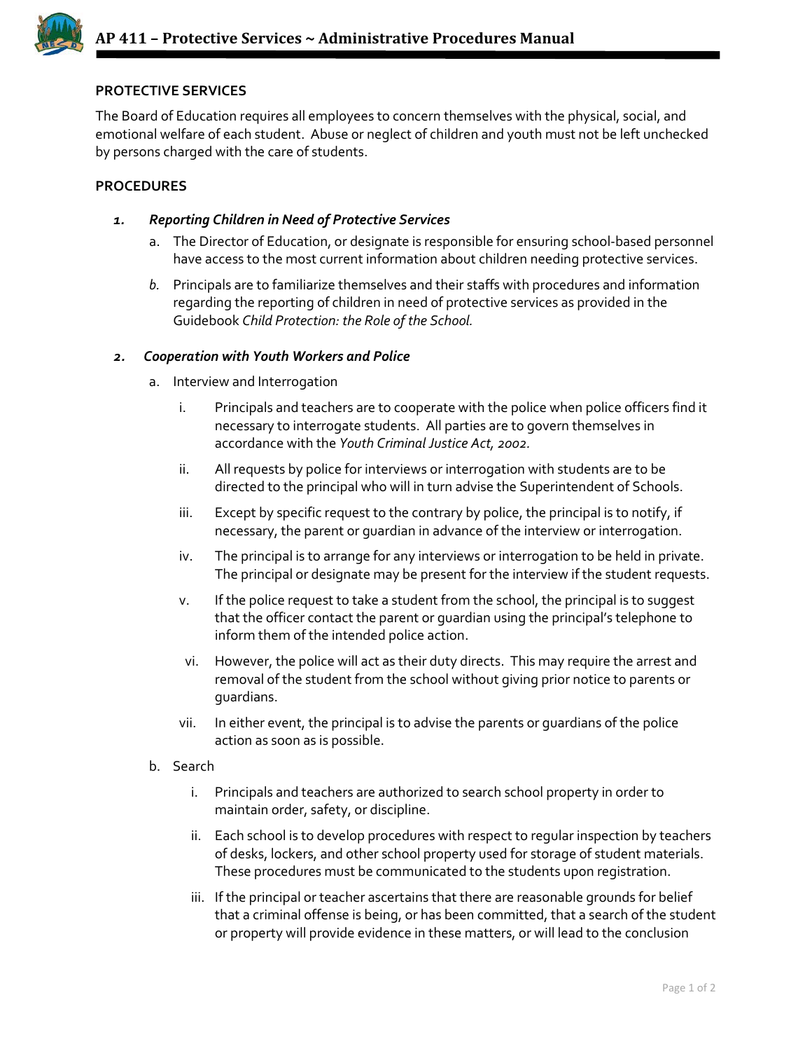**PROTECTIVE SERVICES**

The Board of Education requires all employees to concern themselves with the physical, social, and emotional welfare of each student. Abuse or neglect of children and youth must not be left unchecked by persons charged with the care of students.

**PROCEDURES**

1. ***Reporting Children in Need of Protective Services***
   a. The Director of Education, or designate is responsible for ensuring school-based personnel have access to the most current information about children needing protective services.

   b. Principals are to familiarize themselves and their staffs with procedures and information regarding the reporting of children in need of protective services as provided in the Guidebook *Child Protection: the Role of the School.*

2. ***Cooperation with Youth Workers and Police***
   a. Interview and Interrogation

      i. Principals and teachers are to cooperate with the police when police officers find it necessary to interrogate students. All parties are to govern themselves in accordance with the *Youth Criminal Justice Act, 2002*.

      ii. All requests by police for interviews or interrogation with students are to be directed to the principal who will in turn advise the Superintendent of Schools.

      iii. Except by specific request to the contrary by police, the principal is to notify, if necessary, the parent or guardian in advance of the interview or interrogation.

      iv. The principal is to arrange for any interviews or interrogation to be held in private. The principal or designate may be present for the interview if the student requests.

      v. If the police request to take a student from the school, the principal is to suggest that the officer contact the parent or guardian using the principal's telephone to inform them of the intended police action.

      vi. However, the police will act as their duty directs. This may require the arrest and removal of the student from the school without giving prior notice to parents or guardians.

      vii. In either event, the principal is to advise the parents or guardians of the police action as soon as is possible.

   b. Search

      i. Principals and teachers are authorized to search school property in order to maintain order, safety, or discipline.

      ii. Each school is to develop procedures with respect to regular inspection by teachers of desks, lockers, and other school property used for storage of student materials. These procedures must be communicated to the students upon registration.

      iii. If the principal or teacher ascertains that there are reasonable grounds for belief that a criminal offense is being, or has been committed, that a search of the student or property will provide evidence in these matters, or will lead to the conclusion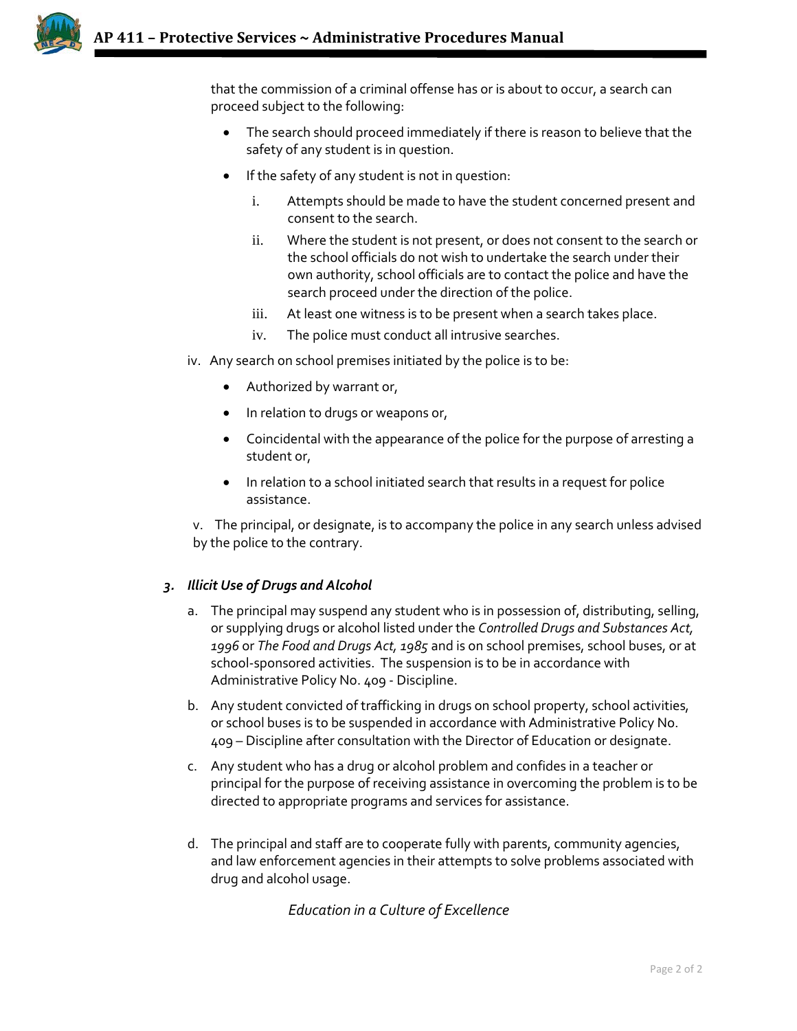that the commission of a criminal offense has or is about to occur, a search can proceed subject to the following:

- The search should proceed immediately if there is reason to believe that the safety of any student is in question.
- If the safety of any student is not in question:
    i. Attempts should be made to have the student concerned present and consent to the search.
    ii. Where the student is not present, or does not consent to the search or the school officials do not wish to undertake the search under their own authority, school officials are to contact the police and have the search proceed under the direction of the police.
    iii. At least one witness is to be present when a search takes place.
    iv. The police must conduct all intrusive searches.

iv. Any search on school premises initiated by the police is to be:

- Authorized by warrant or,
- In relation to drugs or weapons or,
- Coincidental with the appearance of the police for the purpose of arresting a student or,
- In relation to a school initiated search that results in a request for police assistance.

v. The principal, or designate, is to accompany the police in any search unless advised by the police to the contrary.

### 3. *Illicit Use of Drugs and Alcohol*

a. The principal may suspend any student who is in possession of, distributing, selling, or supplying drugs or alcohol listed under the *Controlled Drugs and Substances Act, 1996* or *The Food and Drugs Act, 1985* and is on school premises, school buses, or at school-sponsored activities. The suspension is to be in accordance with Administrative Policy No. 409 - Discipline.

b. Any student convicted of trafficking in drugs on school property, school activities, or school buses is to be suspended in accordance with Administrative Policy No. 409 – Discipline after consultation with the Director of Education or designate.

c. Any student who has a drug or alcohol problem and confides in a teacher or principal for the purpose of receiving assistance in overcoming the problem is to be directed to appropriate programs and services for assistance.

d. The principal and staff are to cooperate fully with parents, community agencies, and law enforcement agencies in their attempts to solve problems associated with drug and alcohol usage.

*Education in a Culture of Excellence*